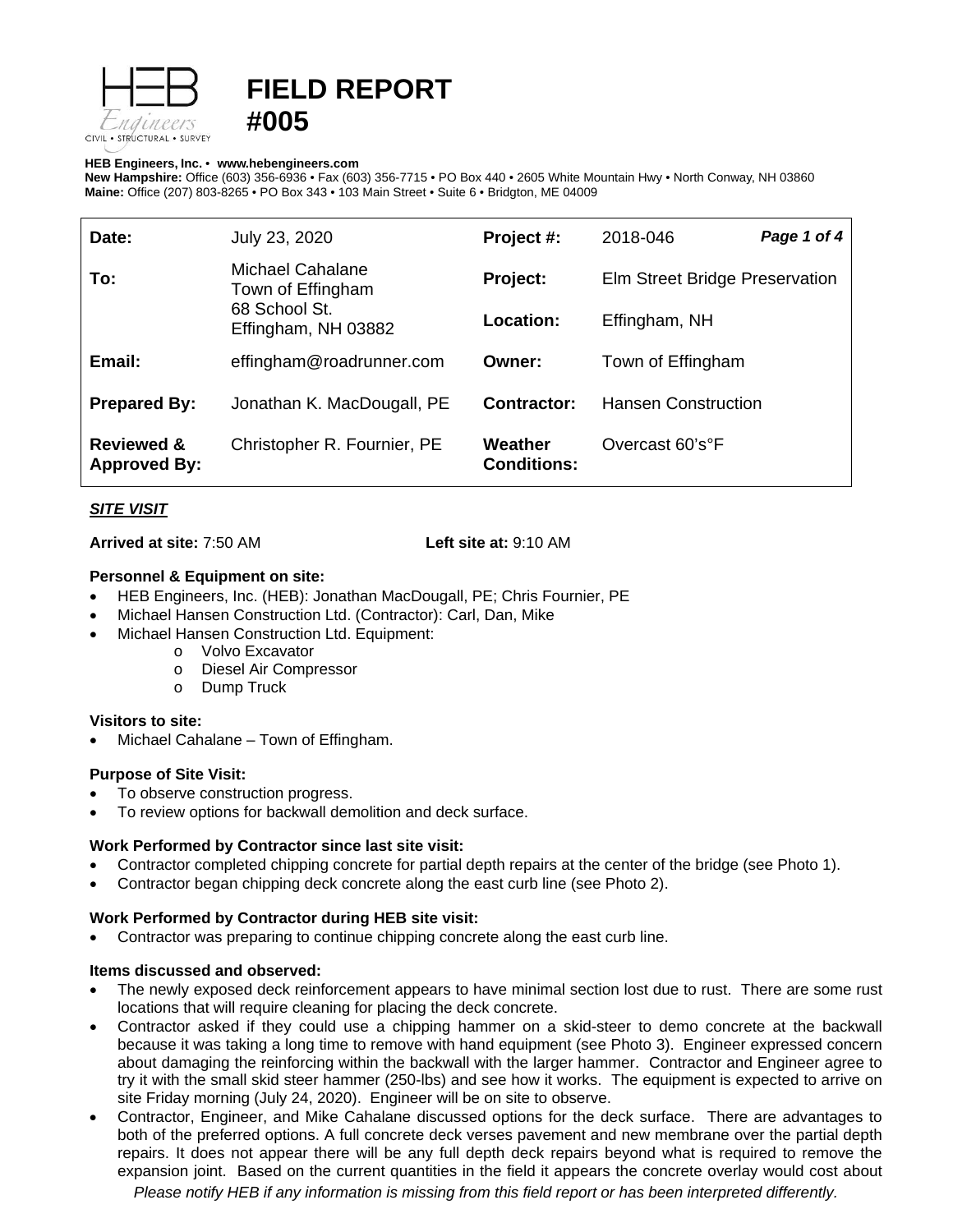# FIELD REPORT #005

**HEB Engineers, Inc.** • **www.hebengineers.com**
**New Hampshire:** Office (603) 356-6936 • Fax (603) 356-7715 • PO Box 440 • 2605 White Mountain Hwy • North Conway, NH 03860
**Maine:** Office (207) 803-8265 • PO Box 343 • 103 Main Street • Suite 6 • Bridgton, ME 04009

| | | | |
|---|---|---|---|
| **Date:** | July 23, 2020 | **Project #:** | 2018-046 |
| **To:** | Michael Cahalane<br>Town of Effingham<br>68 School St.<br>Effingham, NH 03882 | **Project:** | Elm Street Bridge Preservation |
| | | **Location:** | Effingham, NH |
| **Email:** | effingham@roadrunner.com | **Owner:** | Town of Effingham |
| **Prepared By:** | Jonathan K. MacDougall, PE | **Contractor:** | Hansen Construction |
| **Reviewed & Approved By:** | Christopher R. Fournier, PE | **Weather Conditions:** | Overcast 60's°F |

***SITE VISIT***

**Arrived at site:** 7:50 AM **Left site at:** 9:10 AM

**Personnel & Equipment on site:**

- HEB Engineers, Inc. (HEB): Jonathan MacDougall, PE; Chris Fournier, PE
- Michael Hansen Construction Ltd. (Contractor): Carl, Dan, Mike
- Michael Hansen Construction Ltd. Equipment:
  - Volvo Excavator
  - Diesel Air Compressor
  - Dump Truck

**Visitors to site:**

- Michael Cahalane – Town of Effingham.

**Purpose of Site Visit:**

- To observe construction progress.
- To review options for backwall demolition and deck surface.

**Work Performed by Contractor since last site visit:**

- Contractor completed chipping concrete for partial depth repairs at the center of the bridge (see Photo 1).
- Contractor began chipping deck concrete along the east curb line (see Photo 2).

**Work Performed by Contractor during HEB site visit:**

- Contractor was preparing to continue chipping concrete along the east curb line.

**Items discussed and observed:**

- The newly exposed deck reinforcement appears to have minimal section lost due to rust. There are some rust locations that will require cleaning for placing the deck concrete.
- Contractor asked if they could use a chipping hammer on a skid-steer to demo concrete at the backwall because it was taking a long time to remove with hand equipment (see Photo 3). Engineer expressed concern about damaging the reinforcing within the backwall with the larger hammer. Contractor and Engineer agree to try it with the small skid steer hammer (250-lbs) and see how it works. The equipment is expected to arrive on site Friday morning (July 24, 2020). Engineer will be on site to observe.
- Contractor, Engineer, and Mike Cahalane discussed options for the deck surface. There are advantages to both of the preferred options. A full concrete deck verses pavement and new membrane over the partial depth repairs. It does not appear there will be any full depth deck repairs beyond what is required to remove the expansion joint. Based on the current quantities in the field it appears the concrete overlay would cost about

*Please notify HEB if any information is missing from this field report or has been interpreted differently.*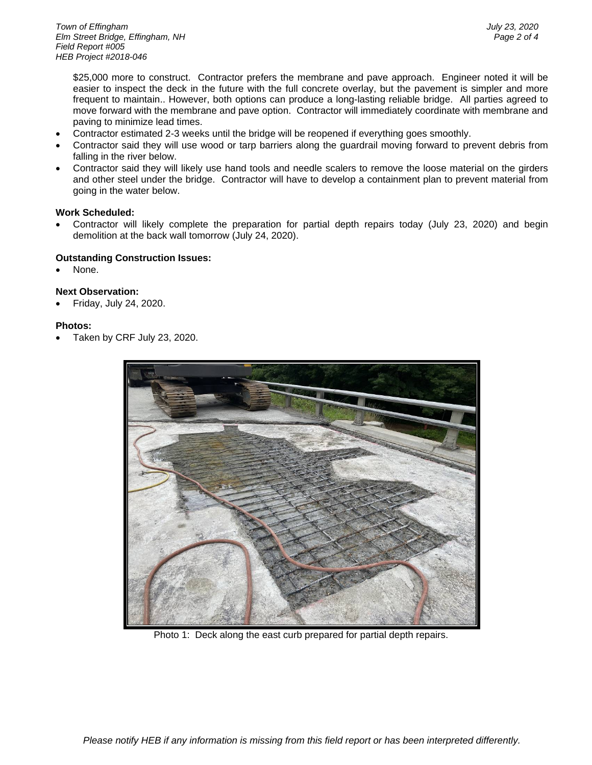$25,000 more to construct. Contractor prefers the membrane and pave approach. Engineer noted it will be easier to inspect the deck in the future with the full concrete overlay, but the pavement is simpler and more frequent to maintain.. However, both options can produce a long-lasting reliable bridge. All parties agreed to move forward with the membrane and pave option. Contractor will immediately coordinate with membrane and paving to minimize lead times.

- Contractor estimated 2-3 weeks until the bridge will be reopened if everything goes smoothly.
- Contractor said they will use wood or tarp barriers along the guardrail moving forward to prevent debris from falling in the river below.
- Contractor said they will likely use hand tools and needle scalers to remove the loose material on the girders and other steel under the bridge. Contractor will have to develop a containment plan to prevent material from going in the water below.

**Work Scheduled:**

- Contractor will likely complete the preparation for partial depth repairs today (July 23, 2020) and begin demolition at the back wall tomorrow (July 24, 2020).

**Outstanding Construction Issues:**

- None.

**Next Observation:**

- Friday, July 24, 2020.

**Photos:**

- Taken by CRF July 23, 2020.

Photo 1: Deck along the east curb prepared for partial depth repairs.

*Please notify HEB if any information is missing from this field report or has been interpreted differently.*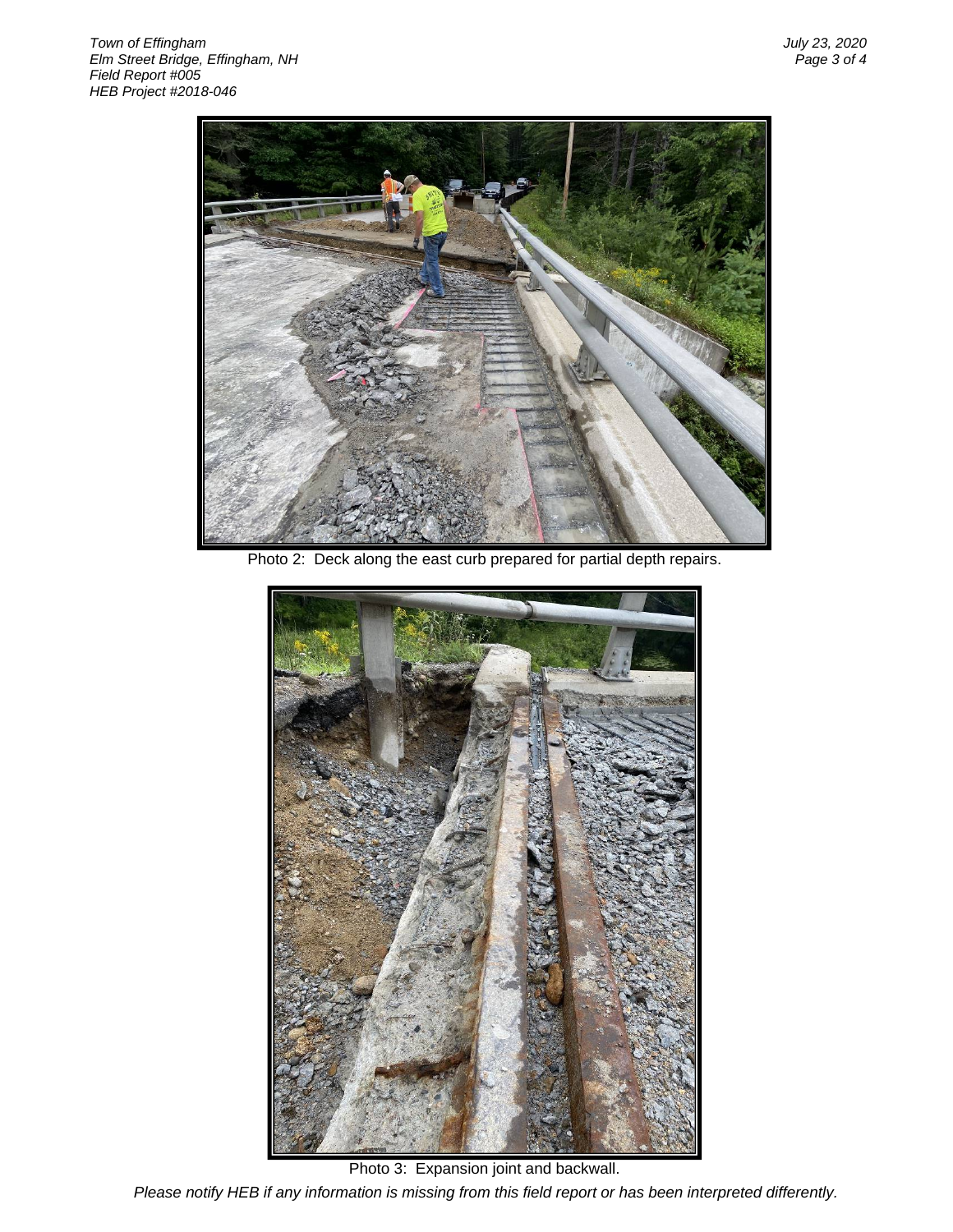Photo 2: Deck along the east curb prepared for partial depth repairs.

Photo 3: Expansion joint and backwall.

*Please notify HEB if any information is missing from this field report or has been interpreted differently.*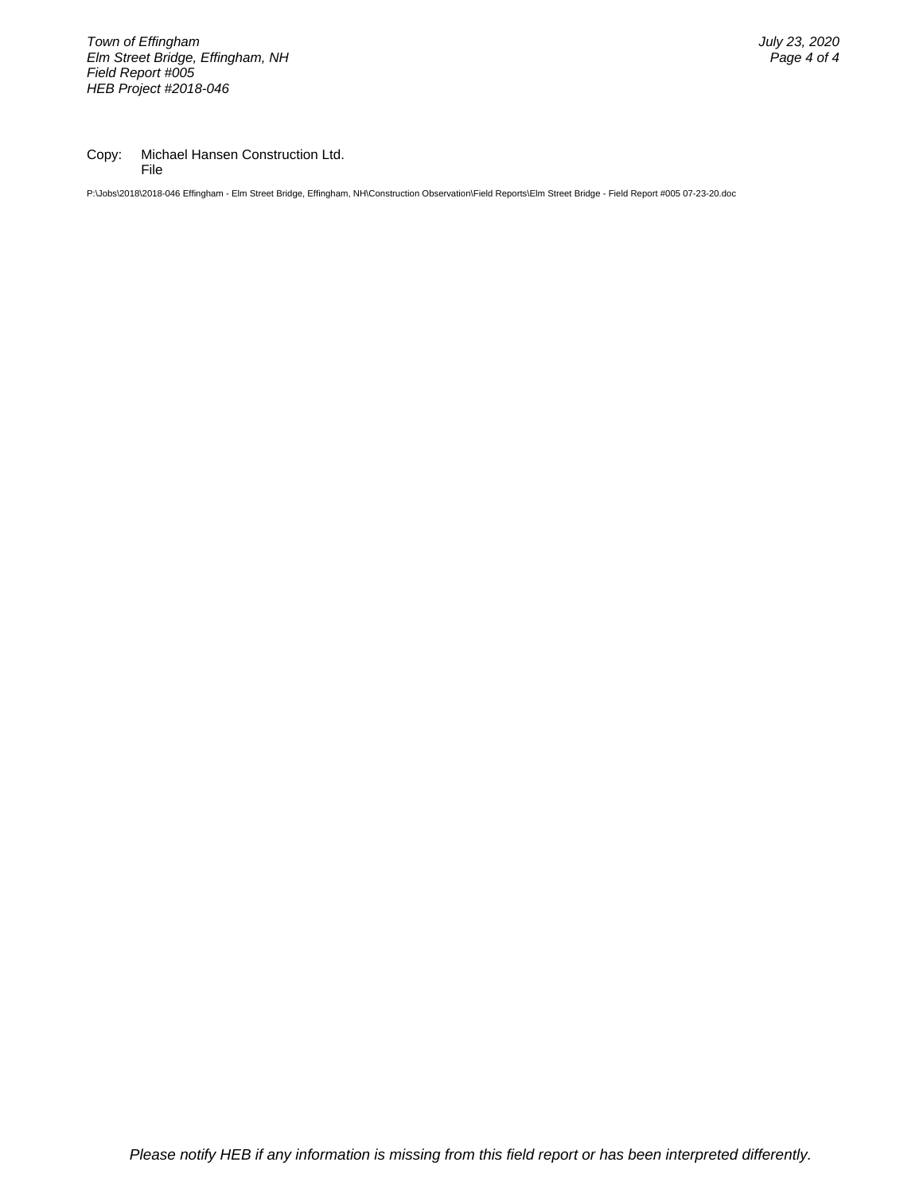Copy: Michael Hansen Construction Ltd.
File

P:\Jobs\2018\2018-046 Effingham - Elm Street Bridge, Effingham, NH\Construction Observation\Field Reports\Elm Street Bridge - Field Report #005 07-23-20.doc